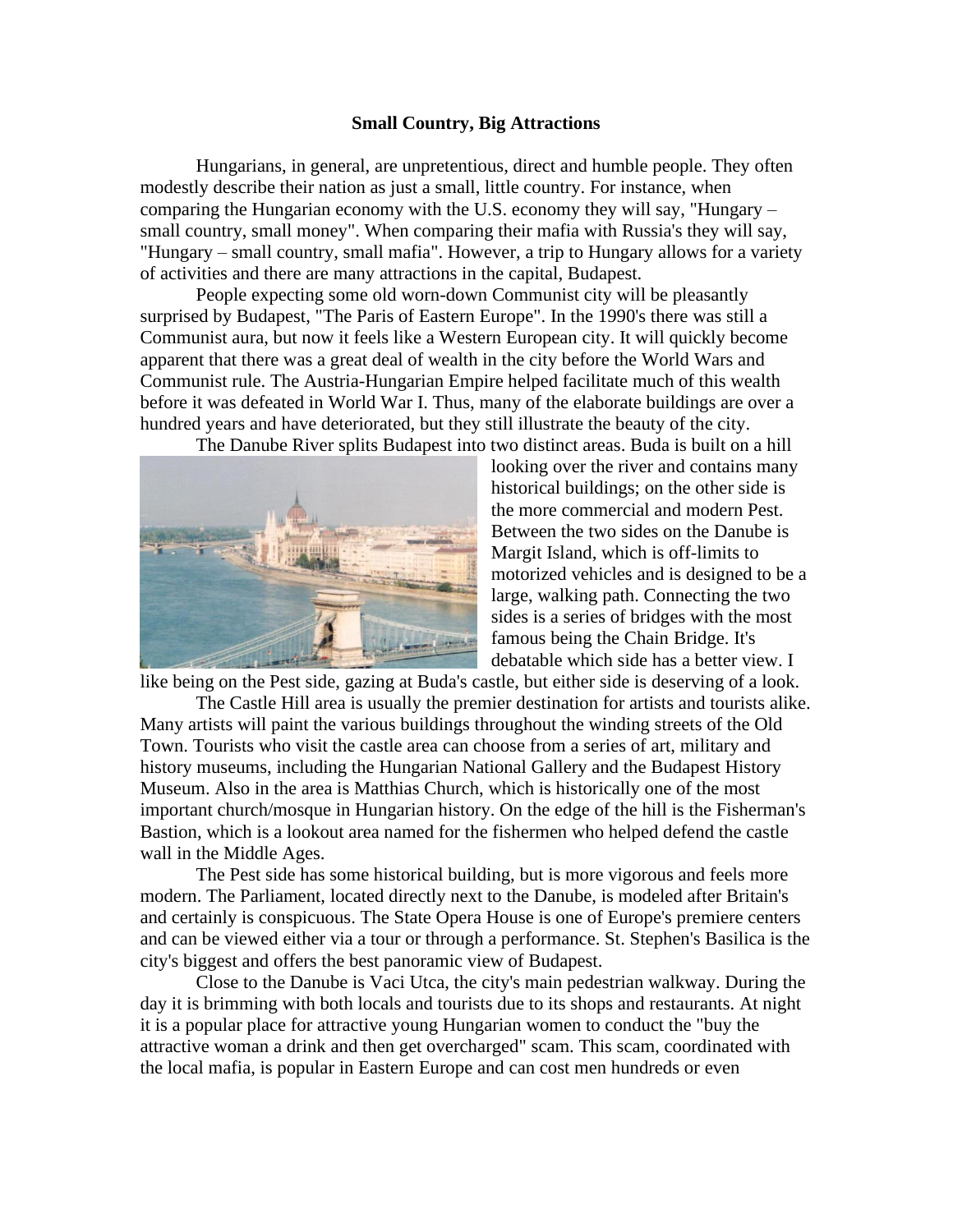## Small Country, Big Attractions

Hungarians, in general, are unpretentious, direct and humble people. They often modestly describe their nation as just a small, little country. For instance, when comparing the Hungarian economy with the U.S. economy they will say, "Hungary – small country, small money". When comparing their mafia with Russia's they will say, "Hungary – small country, small mafia". However, a trip to Hungary allows for a variety of activities and there are many attractions in the capital, Budapest.

People expecting some old worn-down Communist city will be pleasantly surprised by Budapest, "The Paris of Eastern Europe". In the 1990's there was still a Communist aura, but now it feels like a Western European city. It will quickly become apparent that there was a great deal of wealth in the city before the World Wars and Communist rule. The Austria-Hungarian Empire helped facilitate much of this wealth before it was defeated in World War I. Thus, many of the elaborate buildings are over a hundred years and have deteriorated, but they still illustrate the beauty of the city.

The Danube River splits Budapest into two distinct areas. Buda is built on a hill looking over the river and contains many historical buildings; on the other side is the more commercial and modern Pest. Between the two sides on the Danube is Margit Island, which is off-limits to motorized vehicles and is designed to be a large, walking path. Connecting the two sides is a series of bridges with the most famous being the Chain Bridge. It's debatable which side has a better view. I like being on the Pest side, gazing at Buda's castle, but either side is deserving of a look.

The Castle Hill area is usually the premier destination for artists and tourists alike. Many artists will paint the various buildings throughout the winding streets of the Old Town. Tourists who visit the castle area can choose from a series of art, military and history museums, including the Hungarian National Gallery and the Budapest History Museum. Also in the area is Matthias Church, which is historically one of the most important church/mosque in Hungarian history. On the edge of the hill is the Fisherman's Bastion, which is a lookout area named for the fishermen who helped defend the castle wall in the Middle Ages.

The Pest side has some historical building, but is more vigorous and feels more modern. The Parliament, located directly next to the Danube, is modeled after Britain's and certainly is conspicuous. The State Opera House is one of Europe's premiere centers and can be viewed either via a tour or through a performance. St. Stephen's Basilica is the city's biggest and offers the best panoramic view of Budapest.

Close to the Danube is Vaci Utca, the city's main pedestrian walkway. During the day it is brimming with both locals and tourists due to its shops and restaurants. At night it is a popular place for attractive young Hungarian women to conduct the "buy the attractive woman a drink and then get overcharged" scam. This scam, coordinated with the local mafia, is popular in Eastern Europe and can cost men hundreds or even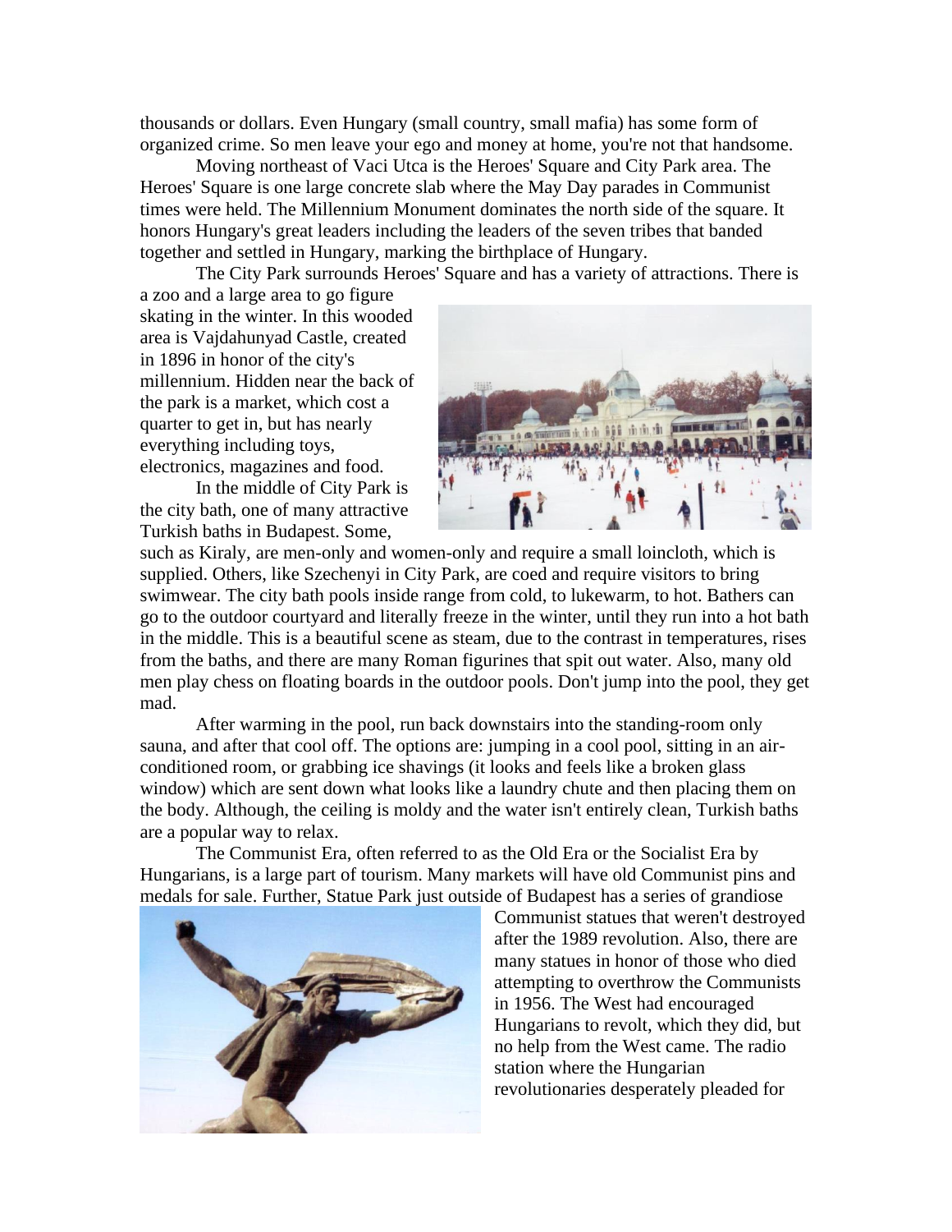thousands or dollars. Even Hungary (small country, small mafia) has some form of organized crime. So men leave your ego and money at home, you're not that handsome.

Moving northeast of Vaci Utca is the Heroes' Square and City Park area. The Heroes' Square is one large concrete slab where the May Day parades in Communist times were held. The Millennium Monument dominates the north side of the square. It honors Hungary's great leaders including the leaders of the seven tribes that banded together and settled in Hungary, marking the birthplace of Hungary.

The City Park surrounds Heroes' Square and has a variety of attractions. There is a zoo and a large area to go figure skating in the winter. In this wooded area is Vajdahunyad Castle, created in 1896 in honor of the city's millennium. Hidden near the back of the park is a market, which cost a quarter to get in, but has nearly everything including toys, electronics, magazines and food.

In the middle of City Park is the city bath, one of many attractive Turkish baths in Budapest. Some, such as Kiraly, are men-only and women-only and require a small loincloth, which is supplied. Others, like Szechenyi in City Park, are coed and require visitors to bring swimwear. The city bath pools inside range from cold, to lukewarm, to hot. Bathers can go to the outdoor courtyard and literally freeze in the winter, until they run into a hot bath in the middle. This is a beautiful scene as steam, due to the contrast in temperatures, rises from the baths, and there are many Roman figurines that spit out water. Also, many old men play chess on floating boards in the outdoor pools. Don't jump into the pool, they get mad.

After warming in the pool, run back downstairs into the standing-room only sauna, and after that cool off. The options are: jumping in a cool pool, sitting in an air-conditioned room, or grabbing ice shavings (it looks and feels like a broken glass window) which are sent down what looks like a laundry chute and then placing them on the body. Although, the ceiling is moldy and the water isn't entirely clean, Turkish baths are a popular way to relax.

The Communist Era, often referred to as the Old Era or the Socialist Era by Hungarians, is a large part of tourism. Many markets will have old Communist pins and medals for sale. Further, Statue Park just outside of Budapest has a series of grandiose Communist statues that weren't destroyed after the 1989 revolution. Also, there are many statues in honor of those who died attempting to overthrow the Communists in 1956. The West had encouraged Hungarians to revolt, which they did, but no help from the West came. The radio station where the Hungarian revolutionaries desperately pleaded for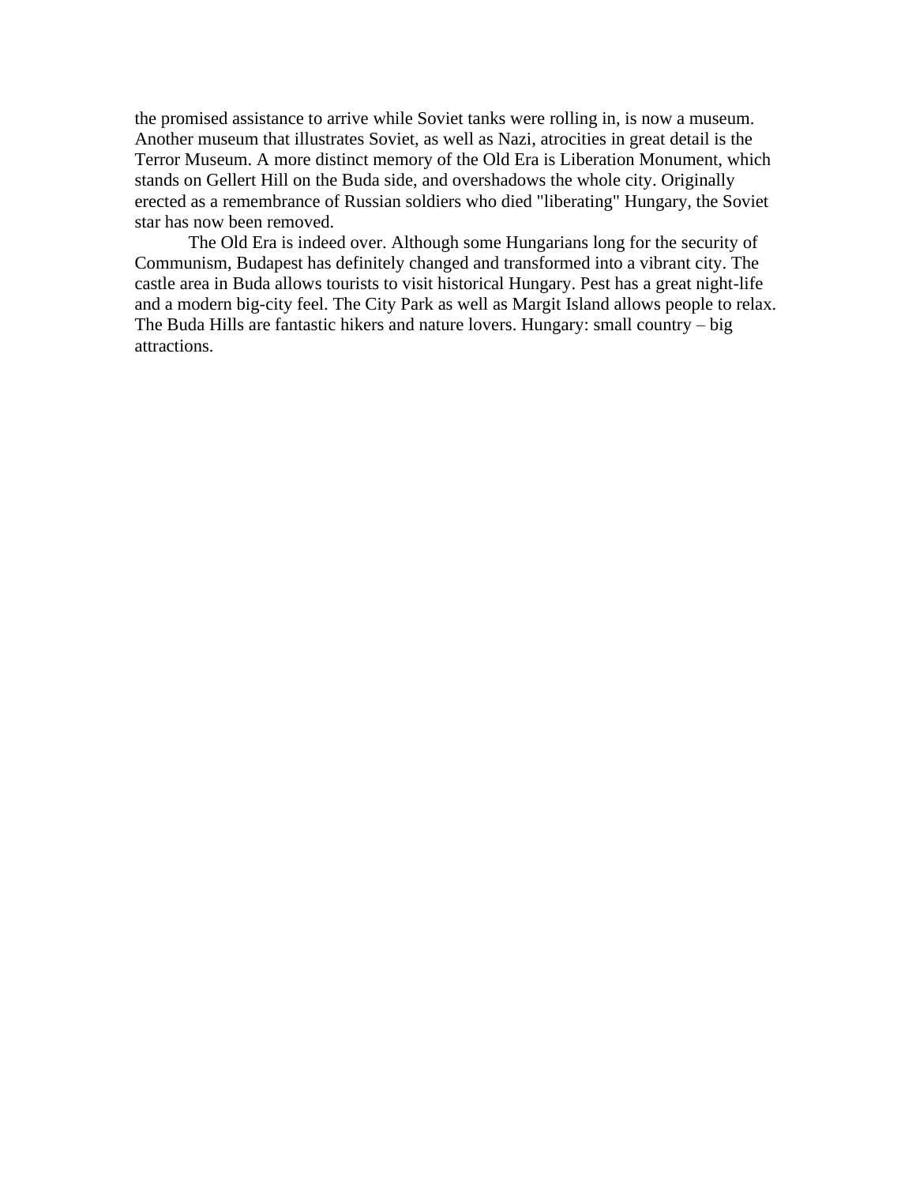the promised assistance to arrive while Soviet tanks were rolling in, is now a museum. Another museum that illustrates Soviet, as well as Nazi, atrocities in great detail is the Terror Museum. A more distinct memory of the Old Era is Liberation Monument, which stands on Gellert Hill on the Buda side, and overshadows the whole city. Originally erected as a remembrance of Russian soldiers who died "liberating" Hungary, the Soviet star has now been removed.

The Old Era is indeed over. Although some Hungarians long for the security of Communism, Budapest has definitely changed and transformed into a vibrant city. The castle area in Buda allows tourists to visit historical Hungary. Pest has a great night-life and a modern big-city feel. The City Park as well as Margit Island allows people to relax. The Buda Hills are fantastic hikers and nature lovers. Hungary: small country – big attractions.